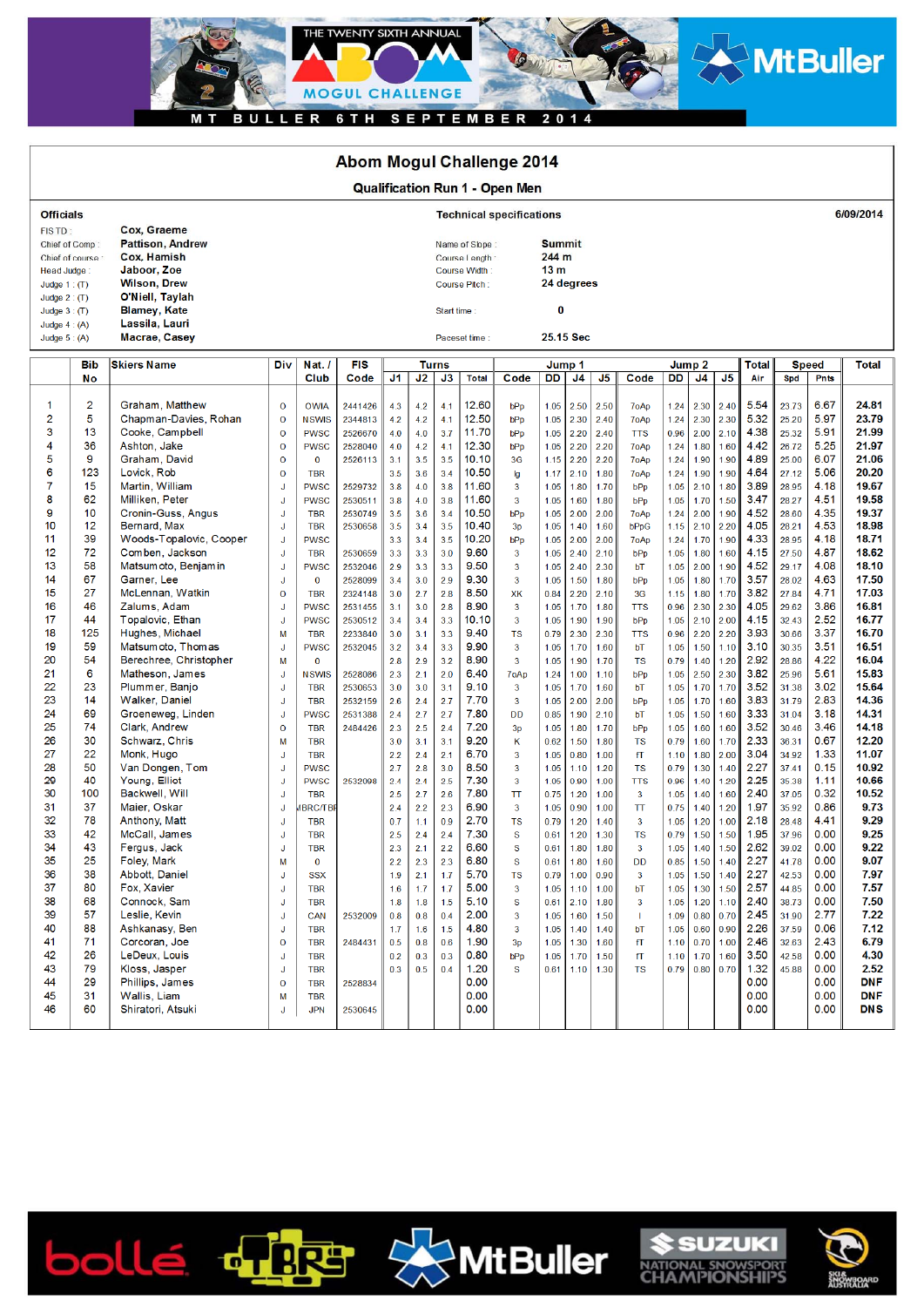THE TWENTY SIXTH ANNUAL ABOM MOGUL CHALLENGE

MT BULLER 6TH SEPTEMBER 2014

# Abom Mogul Challenge 2014

## Qualification Run 1 - Open Men

**Officials**

FIS TD : **Cox, Graeme**
Chief of Comp : **Pattison, Andrew**
Chief of course : **Cox, Hamish**
Head Judge : **Jaboor, Zoe**
Judge 1 : (T) **Wilson, Drew**
Judge 2 : (T) **O'Niell, Taylah**
Judge 3 : (T) **Blamey, Kate**
Judge 4 : (A) **Lassila, Lauri**
Judge 5 : (A) **Macrae, Casey**

**Technical specifications**

Name of Slope : **Summit**
Course Length : **244 m**
Course Width : **13 m**
Course Pitch : **24 degrees**

Start time : **0**

Paceset time : **25.15 Sec**

**6/09/2014**

| | Bib No | Skiers Name | Div | Nat. / Club | FIS Code | Turns J1 | J2 | J3 | Total | Jump 1 Code | DD | J4 | J5 | Jump 2 Code | DD | J4 | J5 | Total Air | Speed Spd | Pnts | Total |
|---|---|---|---|---|---|---|---|---|---|---|---|---|---|---|---|---|---|---|---|---|---|
| 1 | 2 | Graham, Matthew | O | OWIA | 2441426 | 4.3 | 4.2 | 4.1 | 12.60 | bPp | 1.05 | 2.50 | 2.50 | 7oAp | 1.24 | 2.30 | 2.40 | 5.54 | 23.73 | 6.67 | 24.81 |
| 2 | 5 | Chapman-Davies, Rohan | O | NSWIS | 2344813 | 4.2 | 4.2 | 4.1 | 12.50 | bPp | 1.05 | 2.30 | 2.40 | 7oAp | 1.24 | 2.30 | 2.40 | 5.32 | 25.20 | 5.97 | 23.79 |
| 3 | 13 | Cooke, Campbell | O | PWSC | 2526670 | 4.0 | 4.0 | 3.7 | 11.70 | bPp | 1.05 | 2.20 | 2.40 | TTS | 0.96 | 2.00 | 2.10 | 4.38 | 25.32 | 5.91 | 21.99 |
| 4 | 36 | Ashton, Jake | O | PWSC | 2528040 | 4.0 | 4.2 | 4.1 | 12.30 | bPp | 1.05 | 2.20 | 2.20 | 7oAp | 1.24 | 1.80 | 1.60 | 4.42 | 26.72 | 5.25 | 21.97 |
| 5 | 9 | Graham, David | O | 0 | 2526113 | 3.1 | 3.5 | 3.5 | 10.10 | 3G | 1.15 | 2.20 | 2.20 | 7oAp | 1.24 | 1.90 | 1.90 | 4.89 | 25.00 | 6.07 | 21.06 |
| 6 | 123 | Lovick, Rob | O | TBR | | 3.5 | 3.6 | 3.4 | 10.50 | lg | 1.17 | 2.10 | 1.80 | 7oAp | 1.24 | 1.90 | 1.90 | 4.64 | 27.12 | 5.06 | 20.20 |
| 7 | 15 | Martin, William | J | PWSC | 2529732 | 3.8 | 4.0 | 3.8 | 11.60 | 3 | 1.05 | 1.80 | 1.70 | bPp | 1.05 | 2.10 | 1.80 | 3.89 | 28.95 | 4.18 | 19.67 |
| 8 | 62 | Milliken, Peter | J | PWSC | 2530511 | 3.8 | 4.0 | 3.8 | 11.60 | 3 | 1.05 | 1.60 | 1.80 | bPp | 1.05 | 1.70 | 1.50 | 3.47 | 28.27 | 4.51 | 19.58 |
| 9 | 10 | Cronin-Guss, Angus | J | TBR | 2530749 | 3.5 | 3.6 | 3.4 | 10.50 | bPp | 1.05 | 2.00 | 2.00 | 7oAp | 1.24 | 2.00 | 1.90 | 4.52 | 28.60 | 4.35 | 19.37 |
| 10 | 12 | Bernard, Max | J | TBR | 2530658 | 3.5 | 3.4 | 3.5 | 10.40 | 3p | 1.05 | 1.40 | 1.60 | bPpG | 1.15 | 2.10 | 2.20 | 4.05 | 28.21 | 4.53 | 18.98 |
| 11 | 39 | Woods-Topalovic, Cooper | J | PWSC | | 3.3 | 3.4 | 3.5 | 10.20 | bPp | 1.05 | 2.00 | 2.00 | 7oAp | 1.24 | 1.70 | 1.90 | 4.33 | 28.95 | 4.18 | 18.71 |
| 12 | 72 | Comben, Jackson | J | TBR | 2530659 | 3.3 | 3.3 | 3.0 | 9.60 | 3 | 1.05 | 2.40 | 2.10 | bPp | 1.05 | 1.80 | 1.60 | 4.15 | 27.50 | 4.87 | 18.62 |
| 13 | 58 | Matsumoto, Benjamin | J | PWSC | 2532046 | 2.9 | 3.3 | 3.3 | 9.50 | 3 | 1.05 | 2.40 | 2.30 | bT | 1.05 | 2.00 | 1.90 | 4.52 | 29.17 | 4.08 | 18.10 |
| 14 | 67 | Garner, Lee | J | 0 | 2528099 | 3.4 | 3.0 | 2.9 | 9.30 | 3 | 1.05 | 1.50 | 1.80 | bPp | 1.05 | 1.80 | 1.70 | 3.57 | 28.02 | 4.63 | 17.50 |
| 15 | 27 | McLennan, Watkin | O | TBR | 2324148 | 3.0 | 2.7 | 2.8 | 8.50 | XK | 0.84 | 2.20 | 2.10 | 3G | 1.15 | 1.80 | 1.70 | 3.82 | 27.84 | 4.71 | 17.03 |
| 16 | 46 | Zalums, Adam | J | PWSC | 2531455 | 3.1 | 3.0 | 2.8 | 8.90 | 3 | 1.05 | 1.70 | 1.80 | TTS | 0.96 | 2.30 | 2.30 | 4.05 | 29.62 | 3.86 | 16.81 |
| 17 | 44 | Topalovic, Ethan | J | PWSC | 2530512 | 3.4 | 3.4 | 3.3 | 10.10 | 3 | 1.05 | 1.90 | 1.90 | bPp | 1.05 | 2.10 | 2.00 | 4.15 | 32.43 | 2.52 | 16.77 |
| 18 | 125 | Hughes, Michael | M | TBR | 2233840 | 3.0 | 3.1 | 3.3 | 9.40 | TS | 0.79 | 2.30 | 2.30 | TTS | 0.96 | 2.20 | 2.20 | 3.93 | 30.66 | 3.37 | 16.70 |
| 19 | 59 | Matsumoto, Thomas | J | PWSC | 2532045 | 3.2 | 3.4 | 3.3 | 9.90 | 3 | 1.05 | 1.70 | 1.60 | bT | 1.05 | 1.50 | 1.10 | 3.10 | 30.35 | 3.51 | 16.51 |
| 20 | 54 | Berechree, Christopher | M | 0 | | 2.8 | 2.9 | 3.2 | 8.90 | 3 | 1.05 | 1.90 | 1.70 | TS | 0.79 | 1.40 | 1.20 | 2.92 | 28.86 | 4.22 | 16.04 |
| 21 | 6 | Matheson, James | J | NSWIS | 2528086 | 2.3 | 2.1 | 2.0 | 6.40 | 7oAp | 1.24 | 1.00 | 1.10 | bPp | 1.05 | 2.50 | 2.30 | 3.82 | 25.96 | 5.61 | 15.83 |
| 22 | 23 | Plummer, Banjo | J | TBR | 2530653 | 3.0 | 3.0 | 3.1 | 9.10 | 3 | 1.05 | 1.70 | 1.60 | bT | 1.05 | 1.70 | 1.70 | 3.52 | 31.38 | 3.02 | 15.64 |
| 23 | 14 | Walker, Daniel | J | TBR | 2532159 | 2.6 | 2.4 | 2.7 | 7.70 | 3 | 1.05 | 2.00 | 2.00 | bPp | 1.05 | 1.70 | 1.60 | 3.83 | 31.79 | 2.83 | 14.36 |
| 24 | 69 | Groeneweg, Linden | J | PWSC | 2531388 | 2.4 | 2.7 | 2.7 | 7.80 | DD | 0.85 | 1.90 | 2.10 | bT | 1.05 | 1.50 | 1.60 | 3.33 | 31.04 | 3.18 | 14.31 |
| 25 | 74 | Clark, Andrew | O | TBR | 2484426 | 2.3 | 2.5 | 2.4 | 7.20 | 3p | 1.05 | 1.80 | 1.70 | bPp | 1.05 | 1.60 | 1.60 | 3.52 | 30.46 | 3.46 | 14.18 |
| 26 | 30 | Schwarz, Chris | M | TBR | | 3.0 | 3.1 | 3.1 | 9.20 | K | 0.62 | 1.50 | 1.80 | TS | 0.79 | 1.60 | 1.70 | 2.33 | 36.31 | 0.67 | 12.20 |
| 27 | 22 | Monk, Hugo | J | TBR | | 2.2 | 2.4 | 2.1 | 6.70 | 3 | 1.05 | 0.80 | 1.00 | fT | 1.10 | 1.80 | 2.00 | 3.04 | 34.92 | 1.33 | 11.07 |
| 28 | 50 | Van Dongen, Tom | J | PWSC | | 2.7 | 2.8 | 3.0 | 8.50 | 3 | 1.05 | 1.10 | 1.20 | TS | 0.79 | 1.30 | 1.40 | 2.27 | 37.41 | 0.15 | 10.92 |
| 29 | 40 | Young, Elliot | J | PWSC | 2532098 | 2.4 | 2.4 | 2.5 | 7.30 | 3 | 1.05 | 0.90 | 1.00 | TTS | 0.96 | 1.40 | 1.20 | 2.25 | 35.38 | 1.11 | 10.66 |
| 30 | 100 | Backwell, Will | J | TBR | | 2.5 | 2.7 | 2.6 | 7.80 | TT | 0.75 | 1.20 | 1.00 | 3 | 1.05 | 1.40 | 1.60 | 2.40 | 37.05 | 0.32 | 10.52 |
| 31 | 37 | Maier, Oskar | J | MBRC/TBR | | 2.4 | 2.2 | 2.3 | 6.90 | 3 | 1.05 | 0.90 | 1.00 | TT | 0.75 | 1.40 | 1.20 | 1.97 | 35.92 | 0.86 | 9.73 |
| 32 | 78 | Anthony, Matt | J | TBR | | 0.7 | 1.1 | 0.9 | 2.70 | TS | 0.79 | 1.20 | 1.40 | 3 | 1.05 | 1.20 | 1.00 | 2.18 | 28.48 | 4.41 | 9.29 |
| 33 | 42 | McCall, James | J | TBR | | 2.5 | 2.4 | 2.4 | 7.30 | S | 0.61 | 1.20 | 1.30 | TS | 0.79 | 1.50 | 1.50 | 1.95 | 37.96 | 0.00 | 9.25 |
| 34 | 43 | Fergus, Jack | J | TBR | | 2.3 | 2.1 | 2.2 | 6.60 | S | 0.61 | 1.80 | 1.80 | 3 | 1.05 | 1.40 | 1.50 | 2.62 | 39.02 | 0.00 | 9.22 |
| 35 | 25 | Foley, Mark | M | 0 | | 2.2 | 2.3 | 2.3 | 6.80 | S | 0.61 | 1.60 | 1.60 | DD | 0.85 | 1.50 | 1.40 | 2.27 | 41.78 | 0.00 | 9.07 |
| 36 | 38 | Abbott, Daniel | J | SSX | | 1.9 | 2.1 | 1.7 | 5.70 | TS | 0.79 | 1.00 | 0.90 | 3 | 1.05 | 1.50 | 1.40 | 2.27 | 42.53 | 0.00 | 7.97 |
| 37 | 80 | Fox, Xavier | J | TBR | | 1.6 | 1.7 | 1.7 | 5.00 | 3 | 1.05 | 1.10 | 1.00 | bT | 1.05 | 1.30 | 1.50 | 2.57 | 44.85 | 0.00 | 7.57 |
| 38 | 68 | Connock, Sam | J | TBR | | 1.8 | 1.8 | 1.5 | 5.10 | S | 0.61 | 2.10 | 1.80 | 3 | 1.05 | 1.20 | 1.10 | 2.40 | 38.73 | 0.00 | 7.50 |
| 39 | 57 | Leslie, Kevin | J | CAN | 2532009 | 0.8 | 0.8 | 0.4 | 2.00 | 3 | 1.05 | 1.60 | 1.50 | I | 1.09 | 0.80 | 0.70 | 2.45 | 31.90 | 2.77 | 7.22 |
| 40 | 88 | Ashkanasy, Ben | J | TBR | | 1.7 | 1.6 | 1.5 | 4.80 | 3 | 1.05 | 1.40 | 1.40 | bT | 1.05 | 0.60 | 0.90 | 2.26 | 37.59 | 0.06 | 7.12 |
| 41 | 71 | Corcoran, Joe | O | TBR | 2484431 | 0.5 | 0.8 | 0.6 | 1.90 | 3p | 1.05 | 1.30 | 1.60 | fT | 1.10 | 0.70 | 1.00 | 2.46 | 32.63 | 2.43 | 6.79 |
| 42 | 26 | LeDeux, Louis | J | TBR | | 0.2 | 0.3 | 0.3 | 0.80 | bPp | 1.05 | 1.70 | 1.50 | fT | 1.10 | 1.70 | 1.60 | 3.50 | 42.58 | 0.00 | 4.30 |
| 43 | 79 | Kloss, Jasper | J | TBR | | 0.3 | 0.5 | 0.4 | 1.20 | S | 0.61 | 1.10 | 1.30 | TS | 0.79 | 0.80 | 0.70 | 1.32 | 45.88 | 0.00 | 2.52 |
| 44 | 29 | Phillips, James | O | TBR | 2528834 | | | | 0.00 | | | | | | | | | 0.00 | | 0.00 | DNF |
| 45 | 31 | Wallis, Liam | M | TBR | | | | | 0.00 | | | | | | | | | 0.00 | | 0.00 | DNF |
| 46 | 60 | Shiratori, Atsuki | J | JPN | 2530645 | | | | 0.00 | | | | | | | | | 0.00 | | 0.00 | DNS |

bollé · TBR · Mt Buller · SUZUKI NATIONAL SNOWSPORT CHAMPIONSHIPS · SKI & SNOWBOARD AUSTRALIA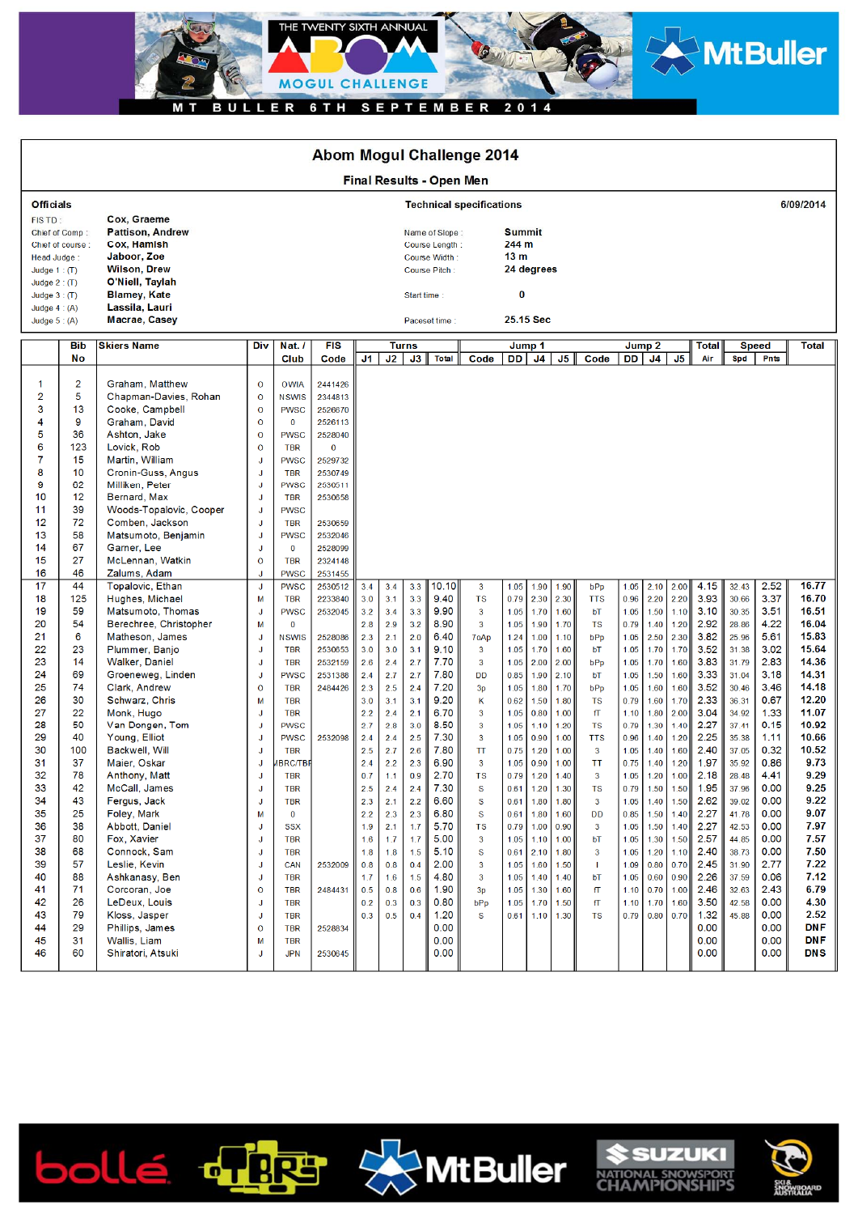# Abom Mogul Challenge 2014

## Final Results - Open Men

| Officials | | Technical specifications | | 6/09/2014 |
|---|---|---|---|---|
| FIS TD : | Cox, Graeme | | | |
| Chief of Comp : | Pattison, Andrew | Name of Slope : | Summit | |
| Chief of course : | Cox, Hamish | Course Length : | 244 m | |
| Head Judge : | Jaboor, Zoe | Course Width : | 13 m | |
| Judge 1 : (T) | Wilson, Drew | Course Pitch : | 24 degrees | |
| Judge 2 : (T) | O'Niell, Taylah | | | |
| Judge 3 : (T) | Blamey, Kate | Start time : | 0 | |
| Judge 4 : (A) | Lassila, Lauri | | | |
| Judge 5 : (A) | Macrae, Casey | Pacesetting time : | 25.15 Sec | |

| | Bib No | Skiers Name | Div | Nat. / Club | FIS Code | Turns J1 | Turns J2 | Turns J3 | Turns Total | Jump 1 Code | Jump 1 DD | Jump 1 J4 | Jump 1 J5 | Jump 2 Code | Jump 2 DD | Jump 2 J4 | Jump 2 J5 | Total Air | Speed Spd | Speed Pnts | Total |
|---|---|---|---|---|---|---|---|---|---|---|---|---|---|---|---|---|---|---|---|---|---|
| 1 | 2 | Graham, Matthew | O | OWIA | 2441426 | | | | | | | | | | | | | | | | |
| 2 | 5 | Chapman-Davies, Rohan | O | NSWIS | 2344813 | | | | | | | | | | | | | | | | |
| 3 | 13 | Cooke, Campbell | O | PWSC | 2526670 | | | | | | | | | | | | | | | | |
| 4 | 9 | Graham, David | O | 0 | 2526113 | | | | | | | | | | | | | | | | |
| 5 | 36 | Ashton, Jake | O | PWSC | 2528040 | | | | | | | | | | | | | | | | |
| 6 | 123 | Lovick, Rob | O | TBR | 0 | | | | | | | | | | | | | | | | |
| 7 | 15 | Martin, William | J | PWSC | 2529732 | | | | | | | | | | | | | | | | |
| 8 | 10 | Cronin-Guss, Angus | J | TBR | 2530749 | | | | | | | | | | | | | | | | |
| 9 | 02 | Milliken, Peter | J | PWSC | 2530511 | | | | | | | | | | | | | | | | |
| 10 | 12 | Bernard, Max | J | TBR | 2530658 | | | | | | | | | | | | | | | | |
| 11 | 39 | Woods-Topalovic, Cooper | J | PWSC | | | | | | | | | | | | | | | | | |
| 12 | 72 | Comben, Jackson | J | TBR | 2530659 | | | | | | | | | | | | | | | | |
| 13 | 58 | Matsumoto, Benjamin | J | PWSC | 2532046 | | | | | | | | | | | | | | | | |
| 14 | 67 | Garner, Lee | J | 0 | 2528099 | | | | | | | | | | | | | | | | |
| 15 | 27 | McLennan, Watkin | O | TBR | 2324148 | | | | | | | | | | | | | | | | |
| 16 | 46 | Zalums, Adam | J | PWSC | 2531455 | | | | | | | | | | | | | | | | |
| 17 | 44 | Topalovic, Ethan | J | PWSC | 2530512 | 3.4 | 3.4 | 3.3 | 10.10 | 3 | 1.05 | 1.90 | 1.90 | bPp | 1.05 | 2.10 | 2.00 | 4.15 | 32.43 | 2.52 | 16.77 |
| 18 | 125 | Hughes, Michael | M | TBR | 2233840 | 3.0 | 3.1 | 3.3 | 9.40 | TS | 0.79 | 2.30 | 2.30 | TTS | 0.96 | 2.20 | 2.20 | 3.93 | 30.66 | 3.37 | 16.70 |
| 19 | 59 | Matsumoto, Thomas | J | PWSC | 2532045 | 3.2 | 3.4 | 3.3 | 9.90 | 3 | 1.05 | 1.70 | 1.60 | bT | 1.05 | 1.50 | 1.10 | 3.10 | 30.35 | 3.51 | 16.51 |
| 20 | 54 | Berechree, Christopher | M | 0 | | 2.8 | 2.9 | 3.2 | 8.90 | 3 | 1.05 | 1.90 | 1.70 | TS | 0.79 | 1.40 | 1.20 | 2.92 | 28.86 | 4.22 | 16.04 |
| 21 | 6 | Matheson, James | J | NSWIS | 2528086 | 2.3 | 2.1 | 2.0 | 6.40 | 7oAp | 1.24 | 1.00 | 1.10 | bPp | 1.05 | 2.50 | 2.30 | 3.82 | 25.96 | 5.61 | 15.83 |
| 22 | 23 | Plummer, Banjo | J | TBR | 2530653 | 3.0 | 3.0 | 3.1 | 9.10 | 3 | 1.05 | 1.70 | 1.60 | bT | 1.05 | 1.70 | 1.70 | 3.52 | 31.38 | 3.02 | 15.64 |
| 23 | 14 | Walker, Daniel | J | TBR | 2532159 | 2.6 | 2.4 | 2.7 | 7.70 | 3 | 1.05 | 2.00 | 2.00 | bPp | 1.05 | 1.70 | 1.60 | 3.83 | 31.79 | 2.83 | 14.36 |
| 24 | 69 | Groeneweg, Linden | J | PWSC | 2531388 | 2.4 | 2.7 | 2.7 | 7.80 | DD | 0.85 | 1.90 | 2.10 | bT | 1.05 | 1.50 | 1.60 | 3.33 | 31.04 | 3.18 | 14.31 |
| 25 | 74 | Clark, Andrew | O | TBR | 2484426 | 2.3 | 2.5 | 2.4 | 7.20 | 3p | 1.05 | 1.80 | 1.70 | bPp | 1.05 | 1.60 | 1.60 | 3.52 | 30.46 | 3.46 | 14.18 |
| 26 | 30 | Schwarz, Chris | M | TBR | | 3.0 | 3.1 | 3.1 | 9.20 | K | 0.62 | 1.50 | 1.80 | TS | 0.79 | 1.60 | 1.70 | 2.33 | 36.31 | 0.67 | 12.20 |
| 27 | 22 | Monk, Hugo | J | TBR | | 2.2 | 2.4 | 2.1 | 6.70 | 3 | 1.05 | 0.80 | 1.00 | fT | 1.10 | 1.80 | 2.00 | 3.04 | 34.92 | 1.33 | 11.07 |
| 28 | 50 | Van Dongen, Tom | J | PWSC | | 2.7 | 2.8 | 3.0 | 8.50 | 3 | 1.05 | 1.10 | 1.20 | TS | 0.79 | 1.30 | 1.40 | 2.27 | 37.41 | 0.15 | 10.92 |
| 29 | 40 | Young, Elliot | J | PWSC | 2532098 | 2.4 | 2.4 | 2.5 | 7.30 | 3 | 1.05 | 0.90 | 1.00 | TTS | 0.96 | 1.40 | 1.20 | 2.25 | 35.38 | 1.11 | 10.66 |
| 30 | 100 | Backwell, Will | J | TBR | | 2.5 | 2.7 | 2.6 | 7.80 | TT | 0.75 | 1.20 | 1.00 | 3 | 1.05 | 1.40 | 1.60 | 2.40 | 37.05 | 0.32 | 10.52 |
| 31 | 37 | Maier, Oskar | J | MBRC/TBR | | 2.4 | 2.2 | 2.3 | 6.90 | 3 | 1.05 | 0.90 | 1.00 | TT | 0.75 | 1.40 | 1.20 | 1.97 | 35.92 | 0.86 | 9.73 |
| 32 | 78 | Anthony, Matt | J | TBR | | 0.7 | 1.1 | 0.9 | 2.70 | TS | 0.79 | 1.20 | 1.40 | 3 | 1.05 | 1.20 | 1.00 | 2.18 | 28.48 | 4.41 | 9.29 |
| 33 | 42 | McCall, James | J | TBR | | 2.5 | 2.4 | 2.4 | 7.30 | S | 0.61 | 1.20 | 1.30 | TS | 0.79 | 1.50 | 1.50 | 1.95 | 37.96 | 0.00 | 9.25 |
| 34 | 43 | Fergus, Jack | J | TBR | | 2.3 | 2.1 | 2.2 | 6.60 | S | 0.61 | 1.80 | 1.80 | 3 | 1.05 | 1.40 | 1.50 | 2.62 | 39.02 | 0.00 | 9.22 |
| 35 | 25 | Foley, Mark | M | 0 | | 2.2 | 2.3 | 2.3 | 6.80 | S | 0.61 | 1.80 | 1.60 | DD | 0.85 | 1.50 | 1.40 | 2.27 | 41.78 | 0.00 | 9.07 |
| 36 | 38 | Abbott, Daniel | J | SSX | | 1.9 | 2.1 | 1.7 | 5.70 | TS | 0.79 | 1.00 | 0.90 | 3 | 1.05 | 1.50 | 1.40 | 2.27 | 42.53 | 0.00 | 7.97 |
| 37 | 80 | Fox, Xavier | J | TBR | | 1.6 | 1.7 | 1.7 | 5.00 | 3 | 1.05 | 1.10 | 1.00 | bT | 1.05 | 1.30 | 1.50 | 2.57 | 44.85 | 0.00 | 7.57 |
| 38 | 68 | Connock, Sam | J | TBR | | 1.8 | 1.8 | 1.5 | 5.10 | S | 0.61 | 2.10 | 1.80 | 3 | 1.05 | 1.20 | 1.10 | 2.40 | 38.73 | 0.00 | 7.50 |
| 39 | 57 | Leslie, Kevin | J | CAN | 2532009 | 0.8 | 0.8 | 0.4 | 2.00 | 3 | 1.05 | 1.60 | 1.50 | I | 1.09 | 0.80 | 0.70 | 2.45 | 31.90 | 2.77 | 7.22 |
| 40 | 88 | Ashkanasy, Ben | J | TBR | | 1.7 | 1.6 | 1.5 | 4.80 | 3 | 1.05 | 1.40 | 1.40 | bT | 1.05 | 0.60 | 0.90 | 2.26 | 37.59 | 0.06 | 7.12 |
| 41 | 71 | Corcoran, Joe | O | TBR | 2484431 | 0.5 | 0.8 | 0.6 | 1.90 | 3p | 1.05 | 1.30 | 1.60 | fT | 1.10 | 0.70 | 1.00 | 2.46 | 32.63 | 2.43 | 6.79 |
| 42 | 26 | LeDeux, Louis | J | TBR | | 0.2 | 0.3 | 0.3 | 0.80 | bPp | 1.05 | 1.70 | 1.50 | fT | 1.10 | 1.70 | 1.60 | 3.50 | 42.58 | 0.00 | 4.30 |
| 43 | 79 | Kloss, Jasper | J | TBR | | 0.3 | 0.5 | 0.4 | 1.20 | S | 0.61 | 1.10 | 1.30 | TS | 0.79 | 0.80 | 0.70 | 1.32 | 45.88 | 0.00 | 2.52 |
| 44 | 29 | Phillips, James | O | TBR | 2528834 | | | | 0.00 | | | | | | | | | 0.00 | | 0.00 | DNF |
| 45 | 31 | Wallis, Liam | M | TBR | | | | | 0.00 | | | | | | | | | 0.00 | | 0.00 | DNF |
| 46 | 60 | Shiratori, Atsuki | J | JPN | 2530645 | | | | 0.00 | | | | | | | | | 0.00 | | 0.00 | DNS |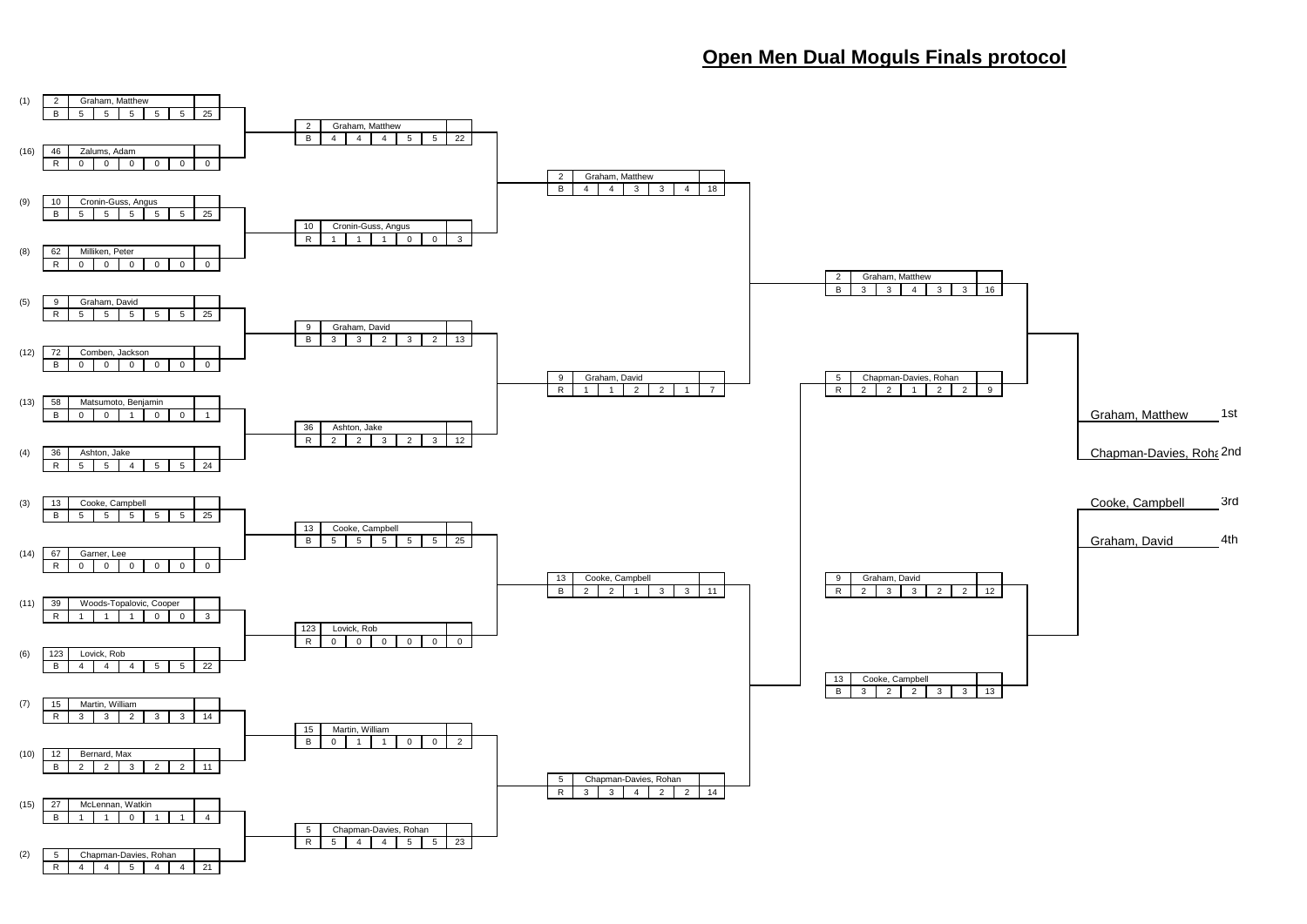# Open Men Dual Moguls Finals protocol

## Round of 16

| Seed | Bib | Name | Course | J1 | J2 | J3 | J4 | J5 | Total |
|---|---|---|---|---|---|---|---|---|---|
| (1) | 2 | Graham, Matthew | B | 5 | 5 | 5 | 5 | 5 | 25 |
| (16) | 46 | Zalums, Adam | R | 0 | 0 | 0 | 0 | 0 | 0 |
| (9) | 10 | Cronin-Guss, Angus | B | 5 | 5 | 5 | 5 | 5 | 25 |
| (8) | 62 | Milliken, Peter | R | 0 | 0 | 0 | 0 | 0 | 0 |
| (5) | 9 | Graham, David | R | 5 | 5 | 5 | 5 | 5 | 25 |
| (12) | 72 | Comben, Jackson | B | 0 | 0 | 0 | 0 | 0 | 0 |
| (13) | 58 | Matsumoto, Benjamin | B | 0 | 0 | 1 | 0 | 0 | 1 |
| (4) | 36 | Ashton, Jake | R | 5 | 5 | 4 | 5 | 5 | 24 |
| (3) | 13 | Cooke, Campbell | B | 5 | 5 | 5 | 5 | 5 | 25 |
| (14) | 67 | Garner, Lee | R | 0 | 0 | 0 | 0 | 0 | 0 |
| (11) | 39 | Woods-Topalovic, Cooper | R | 1 | 1 | 1 | 0 | 0 | 3 |
| (6) | 123 | Lovick, Rob | B | 4 | 4 | 4 | 5 | 5 | 22 |
| (7) | 15 | Martin, William | R | 3 | 3 | 2 | 3 | 3 | 14 |
| (10) | 12 | Bernard, Max | B | 2 | 2 | 3 | 2 | 2 | 11 |
| (15) | 27 | McLennan, Watkin | B | 1 | 1 | 0 | 1 | 1 | 4 |
| (2) | 5 | Chapman-Davies, Rohan | R | 4 | 4 | 5 | 4 | 4 | 21 |

## Quarterfinals

| Bib | Name | Course | J1 | J2 | J3 | J4 | J5 | Total |
|---|---|---|---|---|---|---|---|---|
| 2 | Graham, Matthew | B | 4 | 4 | 4 | 5 | 5 | 22 |
| 10 | Cronin-Guss, Angus | R | 1 | 1 | 1 | 0 | 0 | 3 |
| 9 | Graham, David | B | 3 | 3 | 2 | 3 | 2 | 13 |
| 36 | Ashton, Jake | R | 2 | 2 | 3 | 2 | 3 | 12 |
| 13 | Cooke, Campbell | B | 5 | 5 | 5 | 5 | 5 | 25 |
| 123 | Lovick, Rob | R | 0 | 0 | 0 | 0 | 0 | 0 |
| 15 | Martin, William | B | 0 | 1 | 1 | 0 | 0 | 2 |
| 5 | Chapman-Davies, Rohan | R | 5 | 4 | 4 | 5 | 5 | 23 |

## Semifinals

| Bib | Name | Course | J1 | J2 | J3 | J4 | J5 | Total |
|---|---|---|---|---|---|---|---|---|
| 2 | Graham, Matthew | B | 4 | 4 | 3 | 3 | 4 | 18 |
| 9 | Graham, David | R | 1 | 1 | 2 | 2 | 1 | 7 |
| 13 | Cooke, Campbell | B | 2 | 2 | 1 | 3 | 3 | 11 |
| 5 | Chapman-Davies, Rohan | R | 3 | 3 | 4 | 2 | 2 | 14 |

## Finals

| Bib | Name | Course | J1 | J2 | J3 | J4 | J5 | Total |
|---|---|---|---|---|---|---|---|---|
| 2 | Graham, Matthew | B | 3 | 3 | 4 | 3 | 3 | 16 |
| 5 | Chapman-Davies, Rohan | R | 2 | 2 | 1 | 2 | 2 | 9 |
| 9 | Graham, David | R | 2 | 3 | 3 | 2 | 2 | 12 |
| 13 | Cooke, Campbell | B | 3 | 2 | 2 | 3 | 3 | 13 |

## Final Results

| Name | Place |
|---|---|
| Graham, Matthew | 1st |
| Chapman-Davies, Roha | 2nd |
| Cooke, Campbell | 3rd |
| Graham, David | 4th |